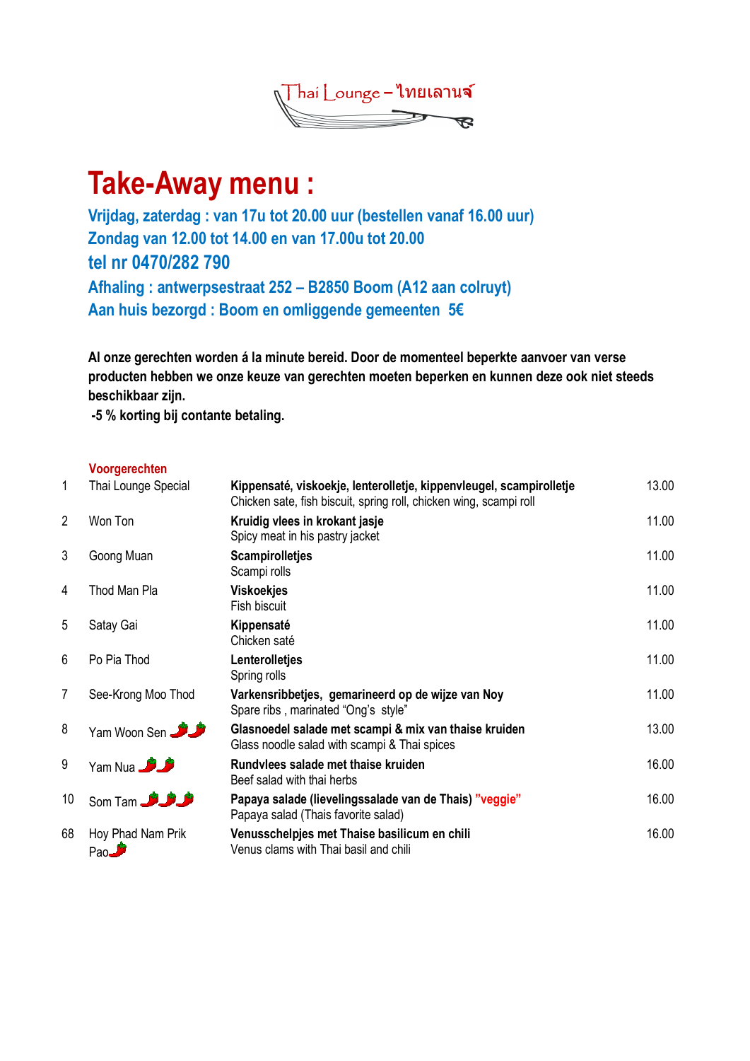Thai Lounge – ไทยเลานจ์

# Take-Away menu :

**Vrijdag, zaterdag : van 17u tot 20.00 uur (bestellen vanaf 16.00 uur)**
**Zondag van 12.00 tot 14.00 en van 17.00u tot 20.00**
**tel nr 0470/282 790**
**Afhaling : antwerpsestraat 252 – B2850 Boom (A12 aan colruyt)**
**Aan huis bezorgd : Boom en omliggende gemeenten 5€**

**Al onze gerechten worden á la minute bereid. Door de momenteel beperkte aanvoer van verse producten hebben we onze keuze van gerechten moeten beperken en kunnen deze ook niet steeds beschikbaar zijn.**
**-5 % korting bij contante betaling.**

## Voorgerechten

| Nr | Naam | Omschrijving | Prijs |
|---|---|---|---|
| 1 | Thai Lounge Special | **Kippensaté, viskoekje, lenterolletje, kippenvleugel, scampirolletje** Chicken sate, fish biscuit, spring roll, chicken wing, scampi roll | 13.00 |
| 2 | Won Ton | **Kruidig vlees in krokant jasje** Spicy meat in his pastry jacket | 11.00 |
| 3 | Goong Muan | **Scampirolletjes** Scampi rolls | 11.00 |
| 4 | Thod Man Pla | **Viskoekjes** Fish biscuit | 11.00 |
| 5 | Satay Gai | **Kippensaté** Chicken saté | 11.00 |
| 6 | Po Pia Thod | **Lenterolletjes** Spring rolls | 11.00 |
| 7 | See-Krong Moo Thod | **Varkensribbetjes, gemarineerd op de wijze van Noy** Spare ribs , marinated "Ong's style" | 11.00 |
| 8 | Yam Woon Sen 🌶🌶 | **Glasnoedel salade met scampi & mix van thaise kruiden** Glass noodle salad with scampi & Thai spices | 13.00 |
| 9 | Yam Nua 🌶🌶 | **Rundvlees salade met thaise kruiden** Beef salad with thai herbs | 16.00 |
| 10 | Som Tam 🌶🌶🌶 | **Papaya salade (lievelingssalade van de Thais) "veggie"** Papaya salad (Thais favorite salad) | 16.00 |
| 68 | Hoy Phad Nam Prik Pao 🌶 | **Venusschelpjes met Thaise basilicum en chili** Venus clams with Thai basil and chili | 16.00 |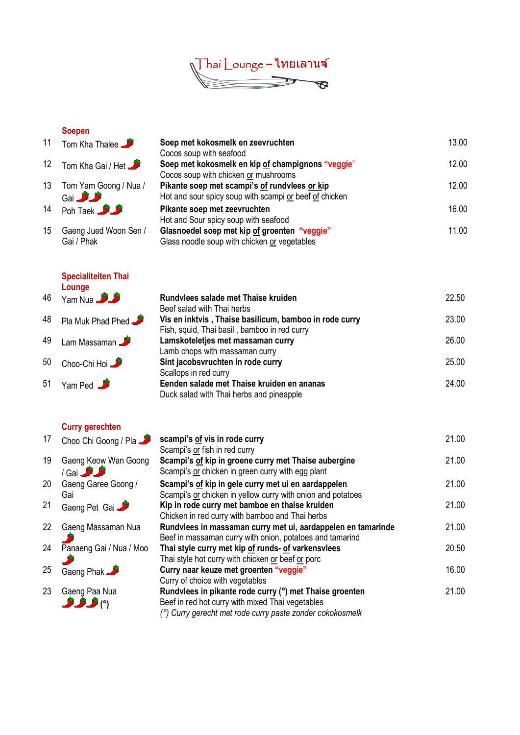# Thai Lounge – ไทยเลานจ์

## Soepen

| Nr | Naam | Omschrijving | Prijs |
|---|---|---|---|
| 11 | Tom Kha Thalee 🌶 | **Soep met kokosmelk en zeevruchten**<br>Cocos soup with seafood | 13.00 |
| 12 | Tom Kha Gai / Het 🌶 | **Soep met kokosmelk en kip <u>of</u> champignons "veggie"**<br>Cocos soup with chicken <u>or</u> mushrooms | 12.00 |
| 13 | Tom Yam Goong / Nua / Gai 🌶🌶 | **Pikante soep met scampi's <u>of</u> rundvlees <u>or</u> kip**<br>Hot and sour spicy soup with scampi <u>or</u> beef <u>of</u> chicken | 12.00 |
| 14 | Poh Taek 🌶🌶 | **Pikante soep met zeevruchten**<br>Hot and Sour spicy soup with seafood | 16.00 |
| 15 | Gaeng Jued Woon Sen / Gai / Phak | **Glasnoedel soep met kip <u>of</u> groenten "veggie"**<br>Glass noodle soup with chicken <u>or</u> vegetables | 11.00 |

## Specialiteiten Thai Lounge

| Nr | Naam | Omschrijving | Prijs |
|---|---|---|---|
| 46 | Yam Nua 🌶🌶 | **Rundvlees salade met Thaise kruiden**<br>Beef salad with Thai herbs | 22.50 |
| 48 | Pla Muk Phad Phed 🌶 | **Vis en inktvis , Thaise basilicum, bamboo in rode curry**<br>Fish, squid, Thai basil , bamboo in red curry | 23.00 |
| 49 | Lam Massaman 🌶 | **Lamskoteletjes met massaman curry**<br>Lamb chops with massaman curry | 26.00 |
| 50 | Choo-Chi Hoi 🌶 | **Sint jacobsvruchten in rode curry**<br>Scallops in red curry | 25.00 |
| 51 | Yam Ped 🌶 | **Eenden salade met Thaise kruiden en ananas**<br>Duck salad with Thai herbs and pineapple | 24.00 |

## Curry gerechten

| Nr | Naam | Omschrijving | Prijs |
|---|---|---|---|
| 17 | Choo Chi Goong / Pla 🌶 | **scampi's <u>of</u> vis in rode curry**<br>Scampi's <u>or</u> fish in red curry | 21.00 |
| 19 | Gaeng Keow Wan Goong / Gai 🌶🌶 | **Scampi's <u>of</u> kip in groene curry met Thaise aubergine**<br>Scampi's <u>or</u> chicken in green curry with egg plant | 21.00 |
| 20 | Gaeng Garee Goong / Gai | **Scampi's <u>of</u> kip in gele curry met ui en aardappelen**<br>Scampi's <u>or</u> chicken in yellow curry with onion and potatoes | 21.00 |
| 21 | Gaeng Pet Gai 🌶 | **Kip in rode curry met bamboe en thaise kruiden**<br>Chicken in red curry with bamboo and Thai herbs | 21.00 |
| 22 | Gaeng Massaman Nua 🌶 | **Rundvlees in massaman curry met ui, aardappelen en tamarinde**<br>Beef in massaman curry with onion, potatoes and tamarind | 21.00 |
| 24 | Panaeng Gai / Nua / Moo 🌶 | **Thai style curry met kip <u>of</u> runds- <u>of</u> varkensvlees**<br>Thai style hot curry with chicken <u>or</u> beef <u>or</u> porc | 20.50 |
| 25 | Gaeng Phak 🌶 | **Curry naar keuze met groenten "veggie"**<br>Curry of choice with vegetables | 16.00 |
| 23 | Gaeng Paa Nua 🌶🌶🌶 (°) | **Rundvlees in pikante rode curry (°) met Thaise groenten**<br>Beef in red hot curry with mixed Thai vegetables<br>*(°) Curry gerecht met rode curry paste zonder cokokosmelk* | 21.00 |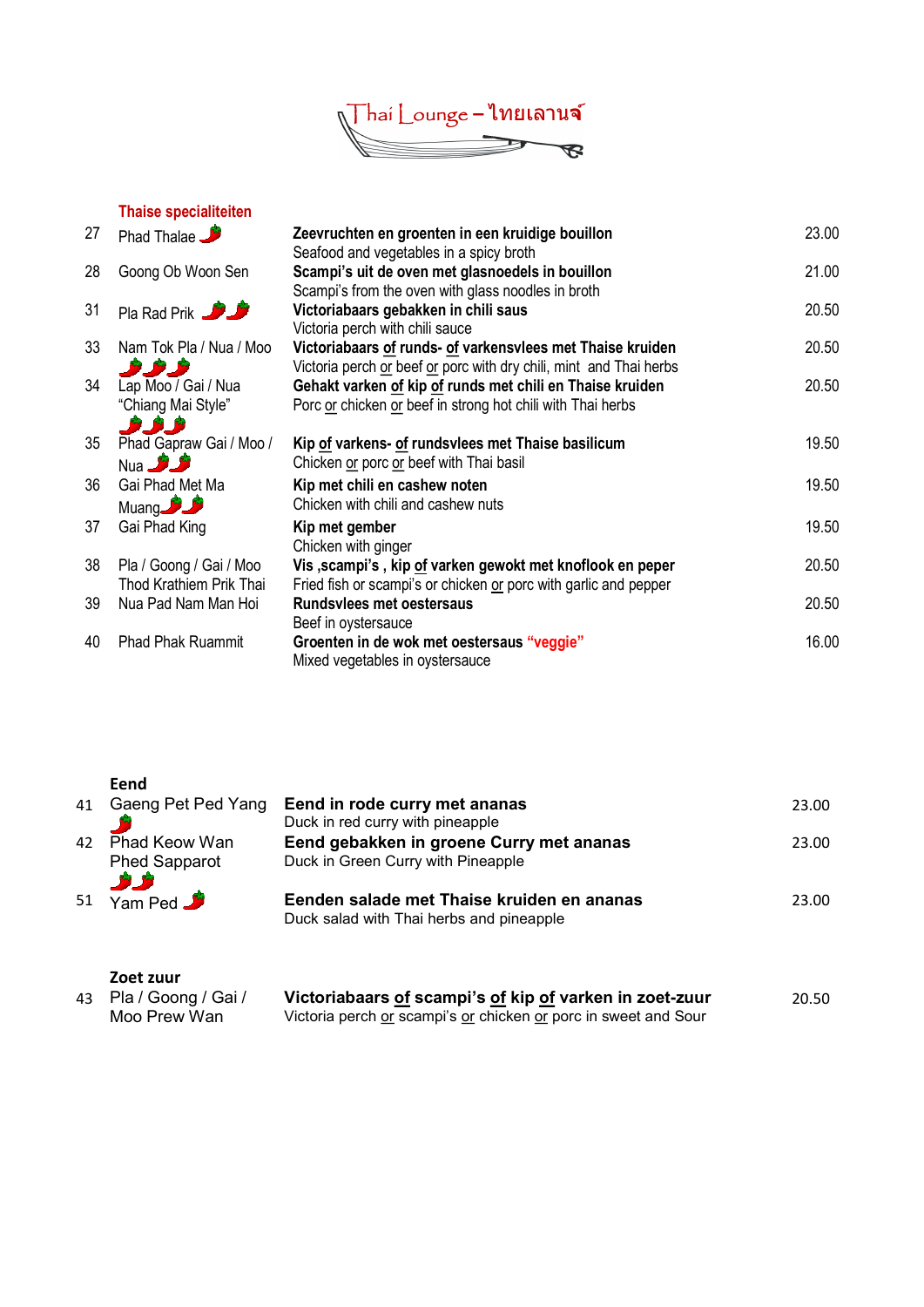# Thai Lounge – ไทยเลานจ์

## Thaise specialiteiten

| Nr | Naam | Omschrijving | Prijs |
|---|---|---|---|
| 27 | Phad Thalae 🌶 | **Zeevruchten en groenten in een kruidige bouillon**<br>Seafood and vegetables in a spicy broth | 23.00 |
| 28 | Goong Ob Woon Sen | **Scampi's uit de oven met glasnoedels in bouillon**<br>Scampi's from the oven with glass noodles in broth | 21.00 |
| 31 | Pla Rad Prik 🌶🌶 | **Victoriabaars gebakken in chili saus**<br>Victoria perch with chili sauce | 20.50 |
| 33 | Nam Tok Pla / Nua / Moo 🌶🌶🌶 | **Victoriabaars of runds- of varkensvlees met Thaise kruiden**<br>Victoria perch or beef or porc with dry chili, mint and Thai herbs | 20.50 |
| 34 | Lap Moo / Gai / Nua "Chiang Mai Style" 🌶🌶🌶 | **Gehakt varken of kip of runds met chili en Thaise kruiden**<br>Porc or chicken or beef in strong hot chili with Thai herbs | 20.50 |
| 35 | Phad Gapraw Gai / Moo / Nua 🌶🌶 | **Kip of varkens- of rundsvlees met Thaise basilicum**<br>Chicken or porc or beef with Thai basil | 19.50 |
| 36 | Gai Phad Met Ma Muang 🌶🌶 | **Kip met chili en cashew noten**<br>Chicken with chili and cashew nuts | 19.50 |
| 37 | Gai Phad King | **Kip met gember**<br>Chicken with ginger | 19.50 |
| 38 | Pla / Goong / Gai / Moo Thod Krathiem Prik Thai | **Vis ,scampi's , kip of varken gewokt met knoflook en peper**<br>Fried fish or scampi's or chicken or porc with garlic and pepper | 20.50 |
| 39 | Nua Pad Nam Man Hoi | **Rundsvlees met oestersaus**<br>Beef in oystersauce | 20.50 |
| 40 | Phad Phak Ruammit | **Groenten in de wok met oestersaus "veggie"**<br>Mixed vegetables in oystersauce | 16.00 |

## Eend

| Nr | Naam | Omschrijving | Prijs |
|---|---|---|---|
| 41 | Gaeng Pet Ped Yang 🌶 | **Eend in rode curry met ananas**<br>Duck in red curry with pineapple | 23.00 |
| 42 | Phad Keow Wan Phed Sapparot 🌶🌶 | **Eend gebakken in groene Curry met ananas**<br>Duck in Green Curry with Pineapple | 23.00 |
| 51 | Yam Ped 🌶 | **Eenden salade met Thaise kruiden en ananas**<br>Duck salad with Thai herbs and pineapple | 23.00 |

## Zoet zuur

| Nr | Naam | Omschrijving | Prijs |
|---|---|---|---|
| 43 | Pla / Goong / Gai / Moo Prew Wan | **Victoriabaars of scampi's of kip of varken in zoet-zuur**<br>Victoria perch or scampi's or chicken or porc in sweet and Sour | 20.50 |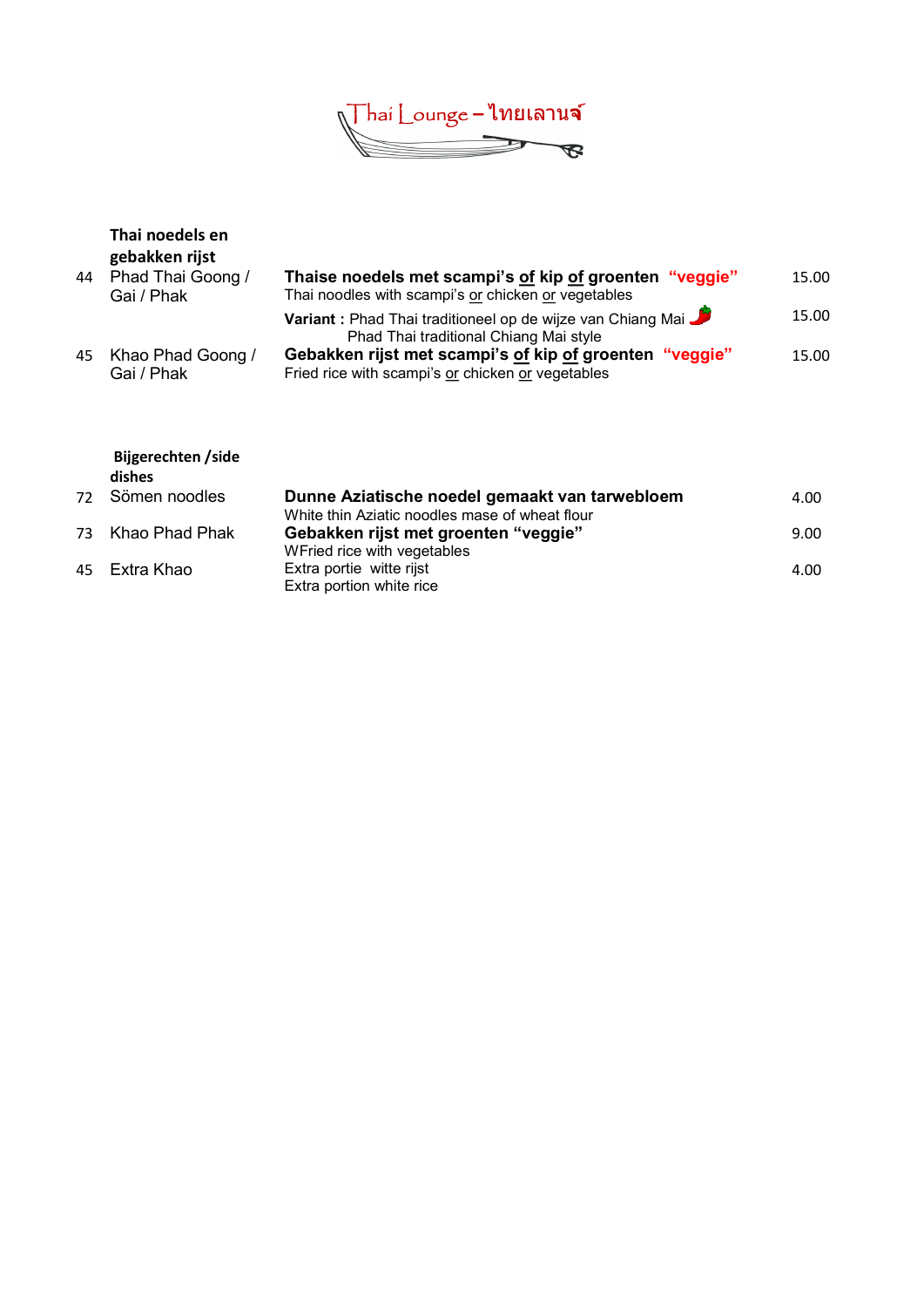Thai Lounge – ไทยเลานจ์

| | | | |
|---|---|---|---|
| | **Thai noedels en gebakken rijst** | | |
| 44 | Phad Thai Goong / Gai / Phak | **Thaise noedels met scampi's of kip of groenten "veggie"**<br>Thai noodles with scampi's or chicken or vegetables | 15.00 |
| | | **Variant :** Phad Thai traditioneel op de wijze van Chiang Mai<br>Phad Thai traditional Chiang Mai style | 15.00 |
| 45 | Khao Phad Goong / Gai / Phak | **Gebakken rijst met scampi's of kip of groenten "veggie"**<br>Fried rice with scampi's or chicken or vegetables | 15.00 |

| | | | |
|---|---|---|---|
| | **Bijgerechten /side dishes** | | |
| 72 | Sömen noodles | **Dunne Aziatische noedel gemaakt van tarwebloem**<br>White thin Aziatic noodles mase of wheat flour | 4.00 |
| 73 | Khao Phad Phak | **Gebakken rijst met groenten "veggie"**<br>WFried rice with vegetables | 9.00 |
| 45 | Extra Khao | Extra portie witte rijst<br>Extra portion white rice | 4.00 |